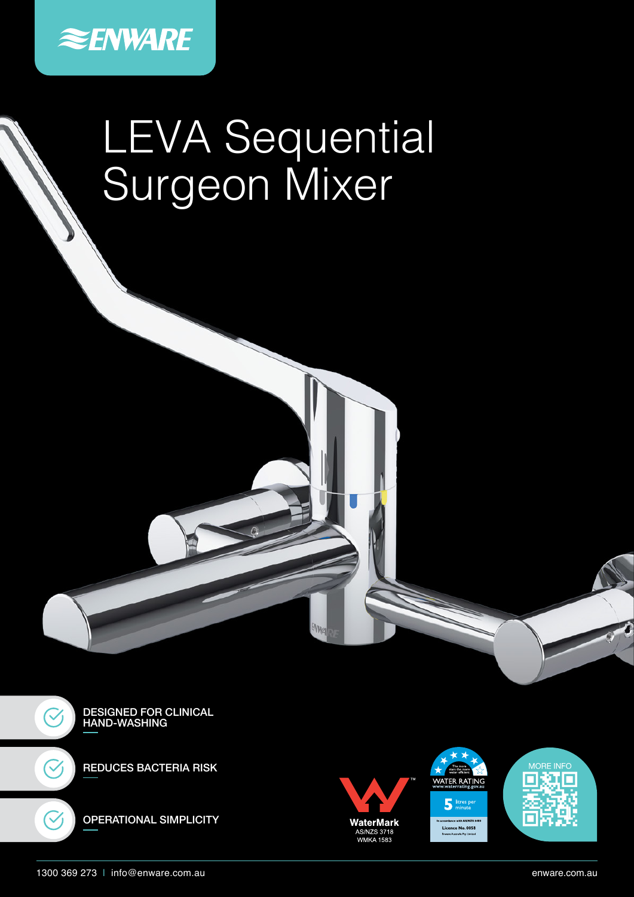ENWARE

# LEVA Sequential Surgeon Mixer

- DESIGNED FOR CLINICAL HAND-WASHING
- REDUCES BACTERIA RISK
- OPERATIONAL SIMPLICITY

WaterMark
AS/NZS 3718
WMKA 1583

WATER RATING
www.waterrating.gov.au
5 litres per minute
Licence No. 0058

MORE INFO

1300 369 273 | info@enware.com.au

enware.com.au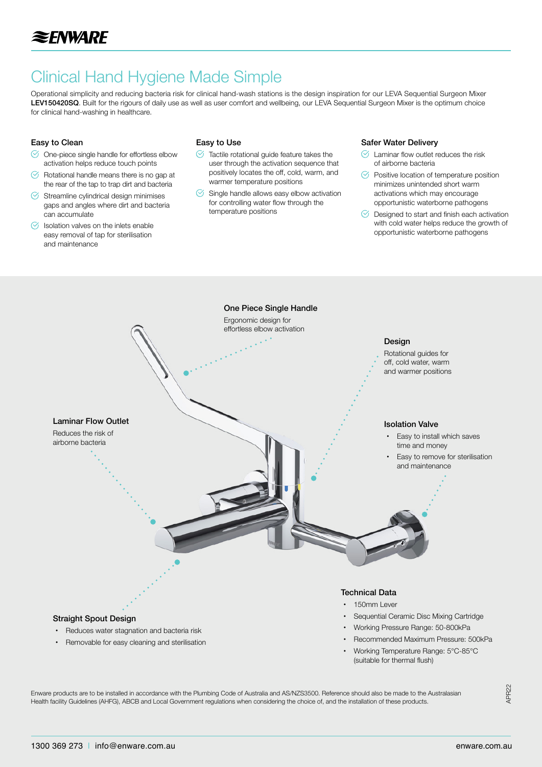# Clinical Hand Hygiene Made Simple

Operational simplicity and reducing bacteria risk for clinical hand-wash stations is the design inspiration for our LEVA Sequential Surgeon Mixer **LEV150420SQ**. Built for the rigours of daily use as well as user comfort and wellbeing, our LEVA Sequential Surgeon Mixer is the optimum choice for clinical hand-washing in healthcare.

### Easy to Clean

- One-piece single handle for effortless elbow activation helps reduce touch points
- Rotational handle means there is no gap at the rear of the tap to trap dirt and bacteria
- Streamline cylindrical design minimises gaps and angles where dirt and bacteria can accumulate
- Isolation valves on the inlets enable easy removal of tap for sterilisation and maintenance

### Easy to Use

- Tactile rotational guide feature takes the user through the activation sequence that positively locates the off, cold, warm, and warmer temperature positions
- Single handle allows easy elbow activation for controlling water flow through the temperature positions

### Safer Water Delivery

- Laminar flow outlet reduces the risk of airborne bacteria
- Positive location of temperature position minimizes unintended short warm activations which may encourage opportunistic waterborne pathogens
- Designed to start and finish each activation with cold water helps reduce the growth of opportunistic waterborne pathogens

### One Piece Single Handle

Ergonomic design for effortless elbow activation

### Design

Rotational guides for off, cold water, warm and warmer positions

### Laminar Flow Outlet

Reduces the risk of airborne bacteria

### Isolation Valve

- Easy to install which saves time and money
- Easy to remove for sterilisation and maintenance

### Straight Spout Design

- Reduces water stagnation and bacteria risk
- Removable for easy cleaning and sterilisation

### Technical Data

- 150mm Lever
- Sequential Ceramic Disc Mixing Cartridge
- Working Pressure Range: 50-800kPa
- Recommended Maximum Pressure: 500kPa
- Working Temperature Range: 5°C-85°C (suitable for thermal flush)

Enware products are to be installed in accordance with the Plumbing Code of Australia and AS/NZS3500. Reference should also be made to the Australasian Health facility Guidelines (AHFG), ABCB and Local Government regulations when considering the choice of, and the installation of these products.

APR22

1300 369 273 | info@enware.com.au

enware.com.au